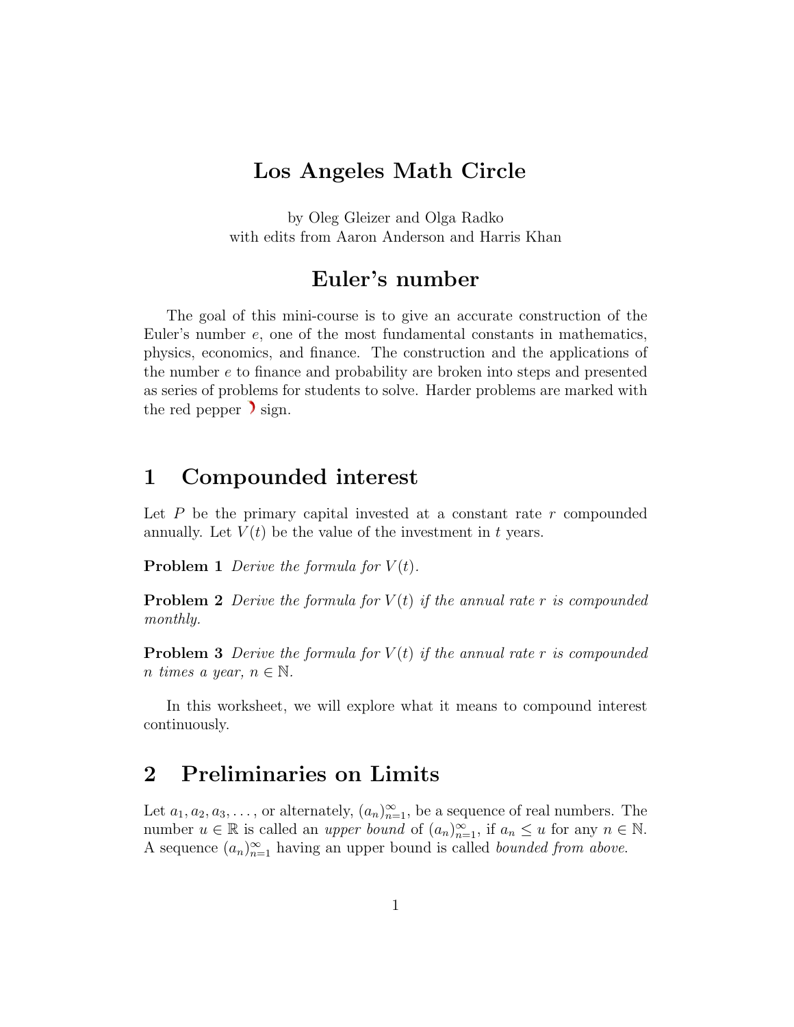# Los Angeles Math Circle

by Oleg Gleizer and Olga Radko
with edits from Aaron Anderson and Harris Khan

# Euler's number

The goal of this mini-course is to give an accurate construction of the Euler's number $e$, one of the most fundamental constants in mathematics, physics, economics, and finance. The construction and the applications of the number $e$ to finance and probability are broken into steps and presented as series of problems for students to solve. Harder problems are marked with the red pepper sign.

## 1 Compounded interest

Let $P$ be the primary capital invested at a constant rate $r$ compounded annually. Let $V(t)$ be the value of the investment in $t$ years.

**Problem 1** *Derive the formula for $V(t)$.*

**Problem 2** *Derive the formula for $V(t)$ if the annual rate $r$ is compounded monthly.*

**Problem 3** *Derive the formula for $V(t)$ if the annual rate $r$ is compounded $n$ times a year, $n \in \mathbb{N}$.*

In this worksheet, we will explore what it means to compound interest continuously.

## 2 Preliminaries on Limits

Let $a_1, a_2, a_3, \dots$, or alternately, $(a_n)_{n=1}^{\infty}$, be a sequence of real numbers. The number $u \in \mathbb{R}$ is called an *upper bound* of $(a_n)_{n=1}^{\infty}$, if $a_n \leq u$ for any $n \in \mathbb{N}$. A sequence $(a_n)_{n=1}^{\infty}$ having an upper bound is called *bounded from above*.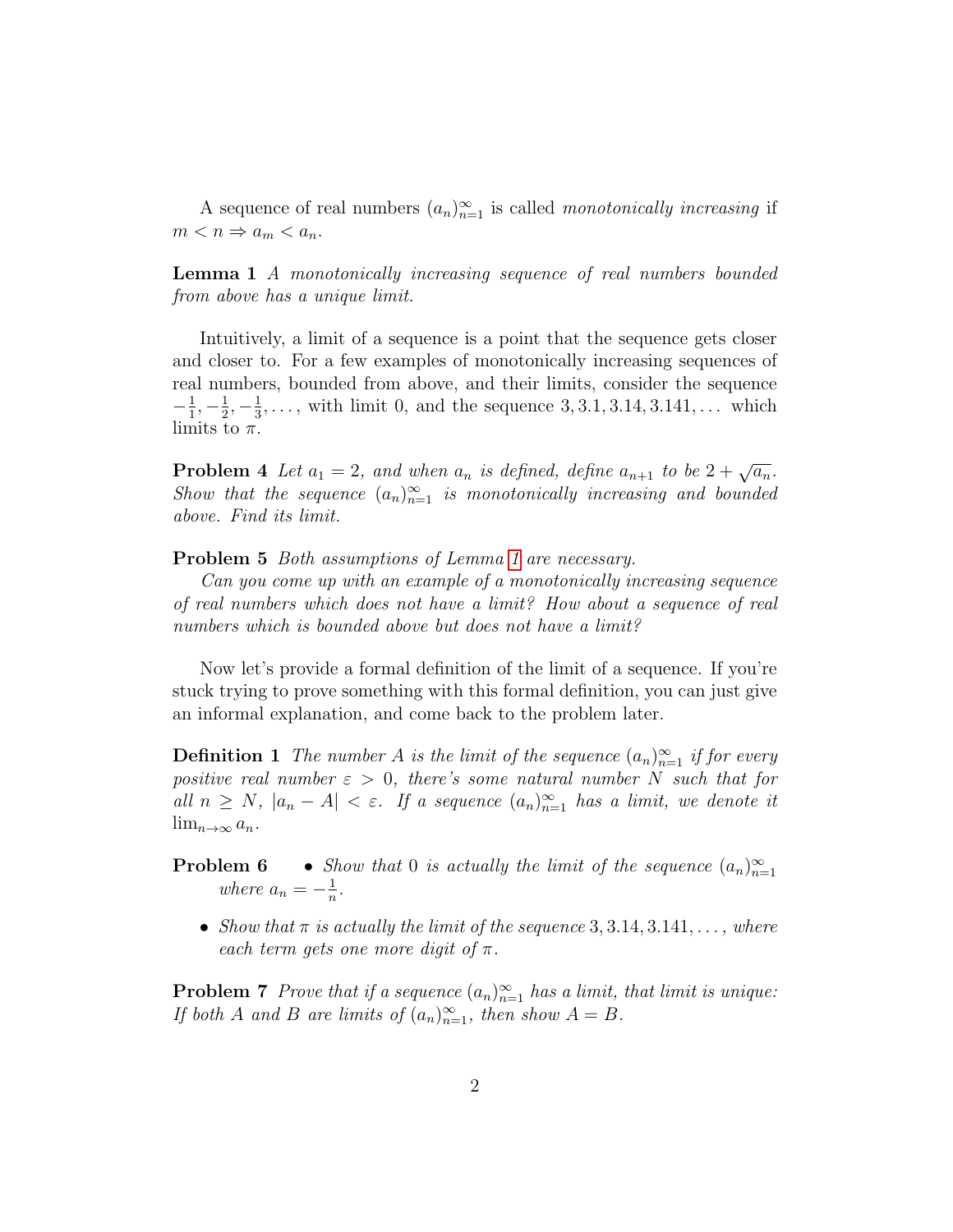A sequence of real numbers $(a_n)_{n=1}^{\infty}$ is called *monotonically increasing* if $m < n \Rightarrow a_m < a_n$.

**Lemma 1** *A monotonically increasing sequence of real numbers bounded from above has a unique limit.*

Intuitively, a limit of a sequence is a point that the sequence gets closer and closer to. For a few examples of monotonically increasing sequences of real numbers, bounded from above, and their limits, consider the sequence $-\frac{1}{1}, -\frac{1}{2}, -\frac{1}{3}, \ldots$, with limit 0, and the sequence $3, 3.1, 3.14, 3.141, \ldots$ which limits to $\pi$.

**Problem 4** *Let $a_1 = 2$, and when $a_n$ is defined, define $a_{n+1}$ to be $2 + \sqrt{a_n}$. Show that the sequence $(a_n)_{n=1}^{\infty}$ is monotonically increasing and bounded above. Find its limit.*

**Problem 5** *Both assumptions of Lemma 1 are necessary.*

*Can you come up with an example of a monotonically increasing sequence of real numbers which does not have a limit? How about a sequence of real numbers which is bounded above but does not have a limit?*

Now let's provide a formal definition of the limit of a sequence. If you're stuck trying to prove something with this formal definition, you can just give an informal explanation, and come back to the problem later.

**Definition 1** *The number $A$ is the limit of the sequence $(a_n)_{n=1}^{\infty}$ if for every positive real number $\varepsilon > 0$, there's some natural number $N$ such that for all $n \geq N$, $|a_n - A| < \varepsilon$. If a sequence $(a_n)_{n=1}^{\infty}$ has a limit, we denote it $\lim_{n\to\infty} a_n$.*

**Problem 6**

- *Show that 0 is actually the limit of the sequence $(a_n)_{n=1}^{\infty}$ where $a_n = -\frac{1}{n}$.*
- *Show that $\pi$ is actually the limit of the sequence $3, 3.14, 3.141, \ldots$, where each term gets one more digit of $\pi$.*

**Problem 7** *Prove that if a sequence $(a_n)_{n=1}^{\infty}$ has a limit, that limit is unique: If both $A$ and $B$ are limits of $(a_n)_{n=1}^{\infty}$, then show $A = B$.*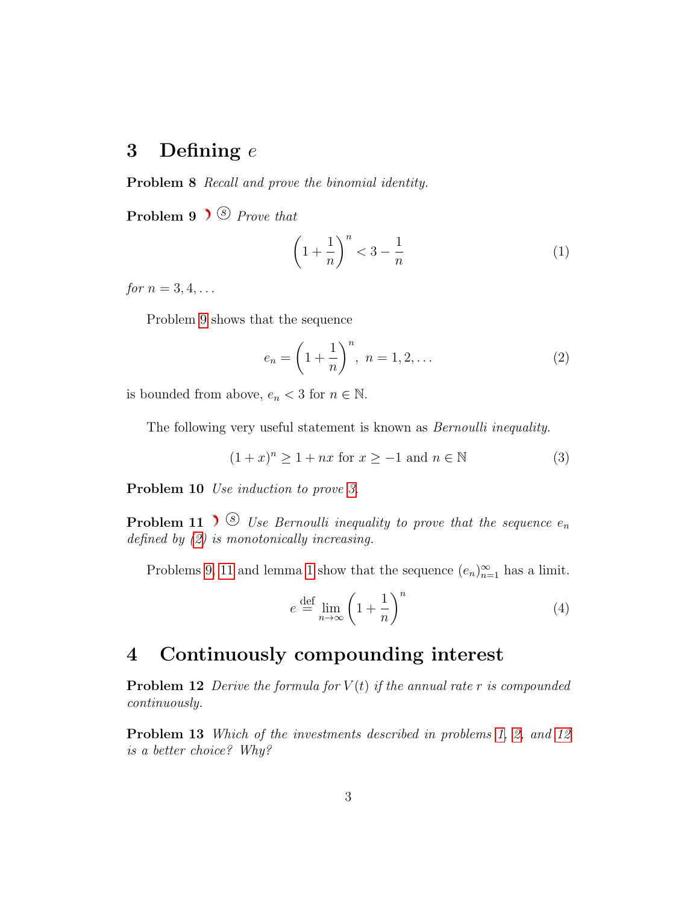## 3 Defining $e$

**Problem 8** *Recall and prove the binomial identity.*

**Problem 9** ☽ Ⓢ *Prove that*

$$\left(1 + \frac{1}{n}\right)^n < 3 - \frac{1}{n} \tag{1}$$

*for* $n = 3, 4, \ldots$

Problem 9 shows that the sequence

$$e_n = \left(1 + \frac{1}{n}\right)^n, \; n = 1, 2, \ldots \tag{2}$$

is bounded from above, $e_n < 3$ for $n \in \mathbb{N}$.

The following very useful statement is known as *Bernoulli inequality*.

$$(1 + x)^n \geq 1 + nx \text{ for } x \geq -1 \text{ and } n \in \mathbb{N} \tag{3}$$

**Problem 10** *Use induction to prove 3.*

**Problem 11** ☽ Ⓢ *Use Bernoulli inequality to prove that the sequence $e_n$ defined by (2) is monotonically increasing.*

Problems 9, 11 and lemma 1 show that the sequence $(e_n)_{n=1}^{\infty}$ has a limit.

$$e \stackrel{\text{def}}{=} \lim_{n \to \infty} \left(1 + \frac{1}{n}\right)^n \tag{4}$$

## 4 Continuously compounding interest

**Problem 12** *Derive the formula for $V(t)$ if the annual rate $r$ is compounded continuously.*

**Problem 13** *Which of the investments described in problems 1, 2, and 12 is a better choice? Why?*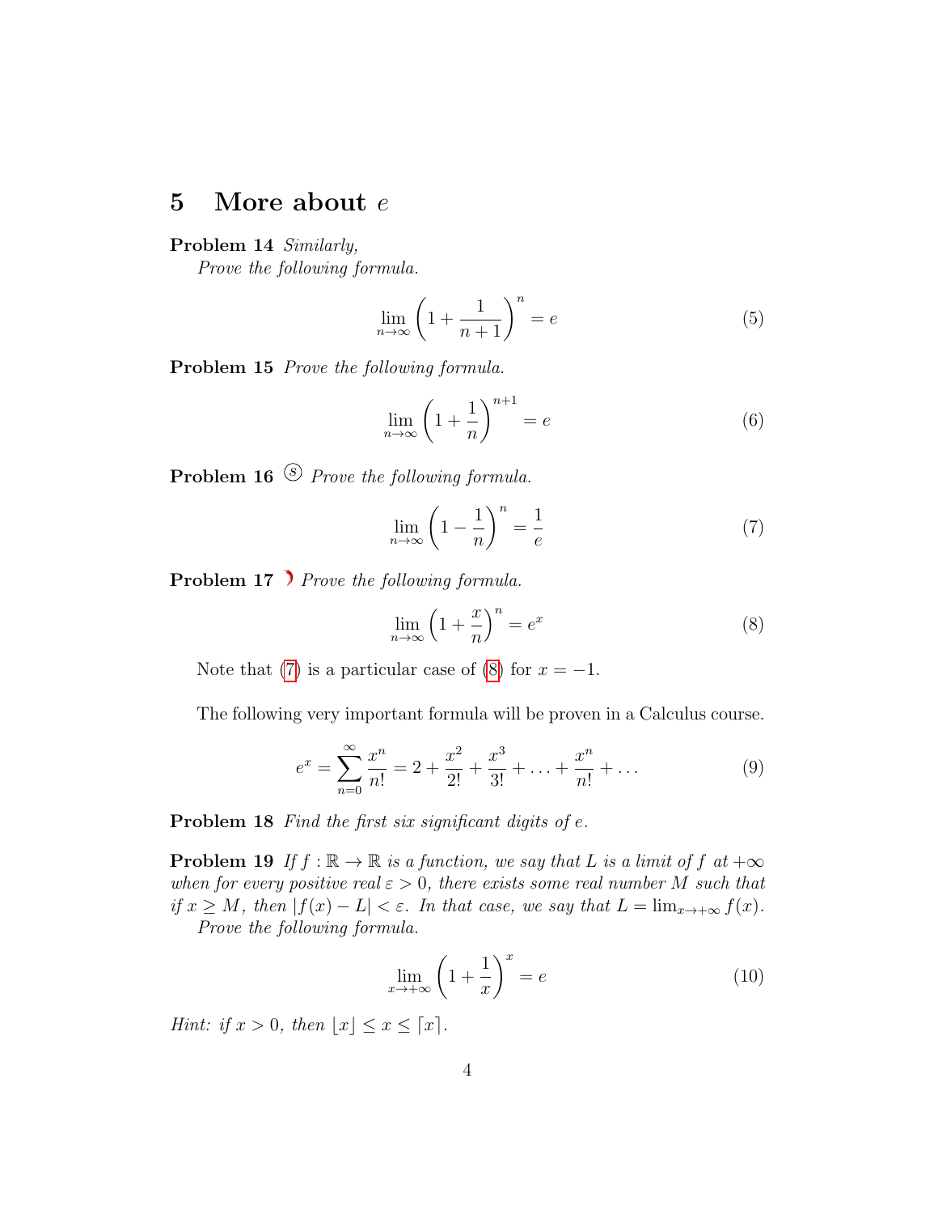## 5 More about $e$

**Problem 14** *Similarly,*

*Prove the following formula.*

$$\lim_{n\to\infty}\left(1+\frac{1}{n+1}\right)^n = e \tag{5}$$

**Problem 15** *Prove the following formula.*

$$\lim_{n\to\infty}\left(1+\frac{1}{n}\right)^{n+1} = e \tag{6}$$

**Problem 16** Ⓢ *Prove the following formula.*

$$\lim_{n\to\infty}\left(1-\frac{1}{n}\right)^n = \frac{1}{e} \tag{7}$$

**Problem 17** ❩ *Prove the following formula.*

$$\lim_{n\to\infty}\left(1+\frac{x}{n}\right)^n = e^x \tag{8}$$

Note that (7) is a particular case of (8) for $x = -1$.

The following very important formula will be proven in a Calculus course.

$$e^x = \sum_{n=0}^{\infty}\frac{x^n}{n!} = 2 + \frac{x^2}{2!} + \frac{x^3}{3!} + \ldots + \frac{x^n}{n!} + \ldots \tag{9}$$

**Problem 18** *Find the first six significant digits of $e$.*

**Problem 19** *If $f : \mathbb{R} \to \mathbb{R}$ is a function, we say that $L$ is a limit of $f$ at $+\infty$ when for every positive real $\varepsilon > 0$, there exists some real number $M$ such that if $x \geq M$, then $|f(x) - L| < \varepsilon$. In that case, we say that $L = \lim_{x\to+\infty} f(x)$.*

*Prove the following formula.*

$$\lim_{x\to+\infty}\left(1+\frac{1}{x}\right)^x = e \tag{10}$$

*Hint: if $x > 0$, then $\lfloor x \rfloor \leq x \leq \lceil x \rceil$.*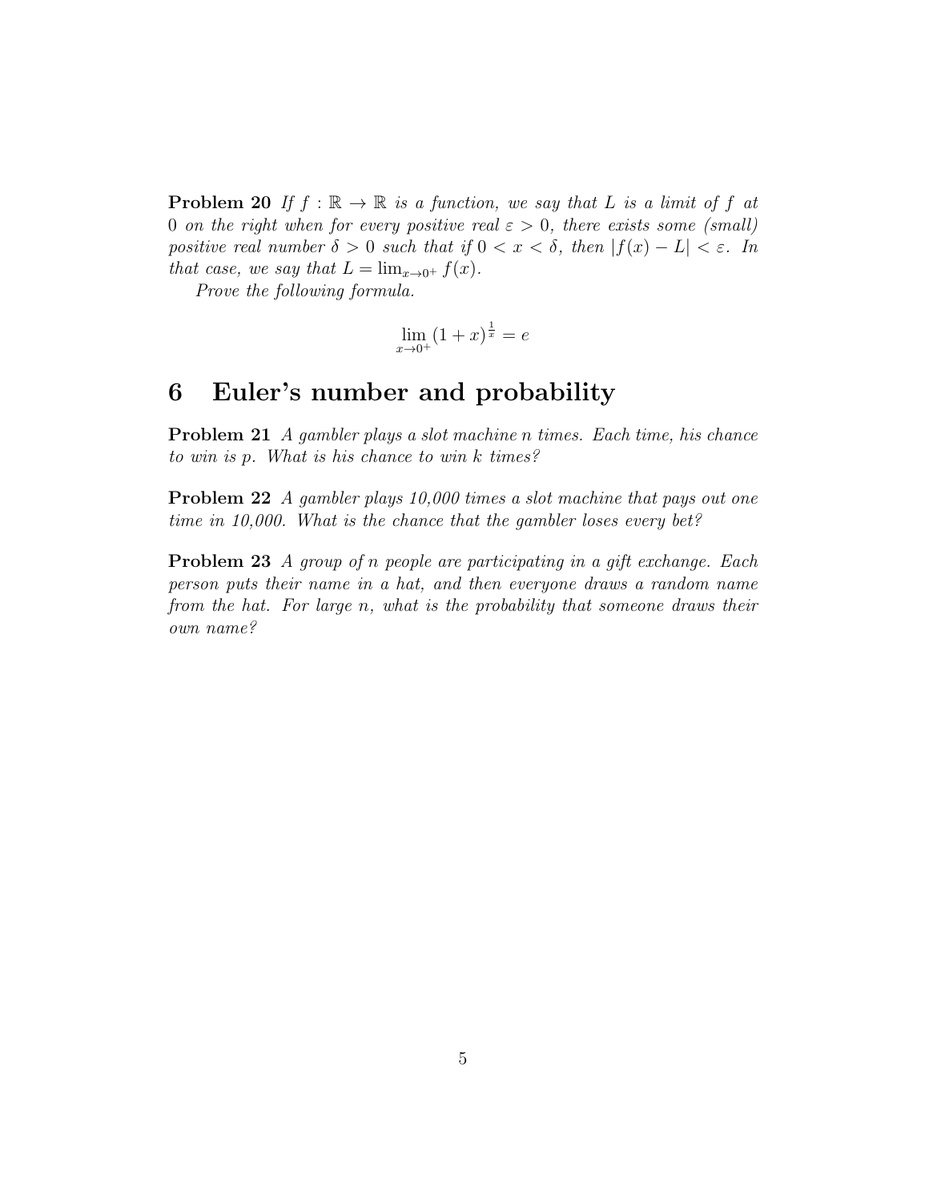**Problem 20** *If $f : \mathbb{R} \to \mathbb{R}$ is a function, we say that $L$ is a limit of $f$ at 0 on the right when for every positive real $\varepsilon > 0$, there exists some (small) positive real number $\delta > 0$ such that if $0 < x < \delta$, then $|f(x) - L| < \varepsilon$. In that case, we say that $L = \lim_{x \to 0^+} f(x)$.*

*Prove the following formula.*

$$\lim_{x \to 0^+} (1 + x)^{\frac{1}{x}} = e$$

## 6 Euler's number and probability

**Problem 21** *A gambler plays a slot machine $n$ times. Each time, his chance to win is $p$. What is his chance to win $k$ times?*

**Problem 22** *A gambler plays 10,000 times a slot machine that pays out one time in 10,000. What is the chance that the gambler loses every bet?*

**Problem 23** *A group of $n$ people are participating in a gift exchange. Each person puts their name in a hat, and then everyone draws a random name from the hat. For large $n$, what is the probability that someone draws their own name?*